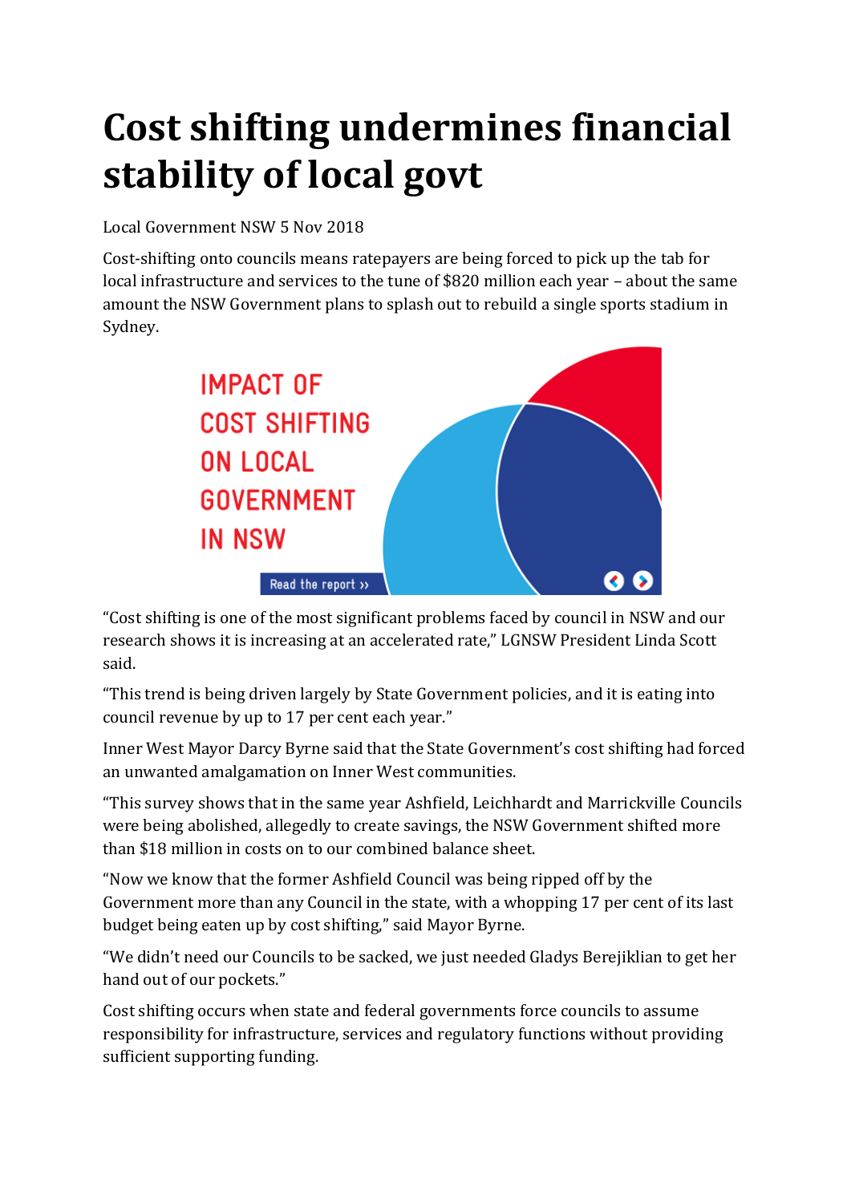# Cost shifting undermines financial stability of local govt

Local Government NSW 5 Nov 2018

Cost-shifting onto councils means ratepayers are being forced to pick up the tab for local infrastructure and services to the tune of $820 million each year – about the same amount the NSW Government plans to splash out to rebuild a single sports stadium in Sydney.

IMPACT OF COST SHIFTING ON LOCAL GOVERNMENT IN NSW

Read the report ››

“Cost shifting is one of the most significant problems faced by council in NSW and our research shows it is increasing at an accelerated rate,” LGNSW President Linda Scott said.

“This trend is being driven largely by State Government policies, and it is eating into council revenue by up to 17 per cent each year.”

Inner West Mayor Darcy Byrne said that the State Government’s cost shifting had forced an unwanted amalgamation on Inner West communities.

“This survey shows that in the same year Ashfield, Leichhardt and Marrickville Councils were being abolished, allegedly to create savings, the NSW Government shifted more than $18 million in costs on to our combined balance sheet.

“Now we know that the former Ashfield Council was being ripped off by the Government more than any Council in the state, with a whopping 17 per cent of its last budget being eaten up by cost shifting,” said Mayor Byrne.

“We didn’t need our Councils to be sacked, we just needed Gladys Berejiklian to get her hand out of our pockets.”

Cost shifting occurs when state and federal governments force councils to assume responsibility for infrastructure, services and regulatory functions without providing sufficient supporting funding.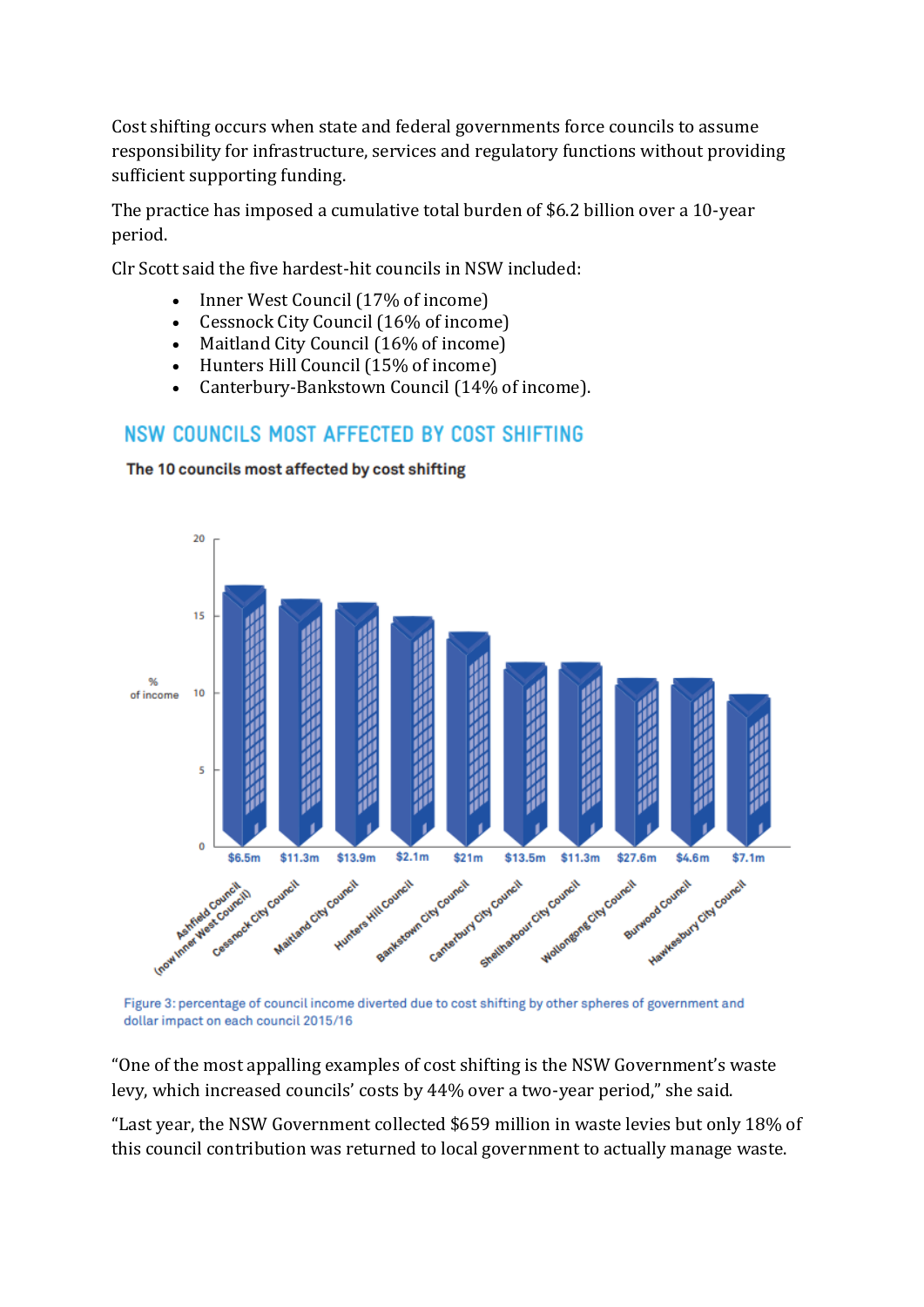Cost shifting occurs when state and federal governments force councils to assume responsibility for infrastructure, services and regulatory functions without providing sufficient supporting funding.

The practice has imposed a cumulative total burden of $6.2 billion over a 10-year period.

Clr Scott said the five hardest-hit councils in NSW included:

- Inner West Council (17% of income)
- Cessnock City Council (16% of income)
- Maitland City Council (16% of income)
- Hunters Hill Council (15% of income)
- Canterbury-Bankstown Council (14% of income).

## NSW COUNCILS MOST AFFECTED BY COST SHIFTING

**The 10 councils most affected by cost shifting**

| Council | Dollar impact |
|---|---|
| Ashfield Council (now Inner West Council) | $6.5m |
| Cessnock City Council | $11.3m |
| Maitland City Council | $13.9m |
| Hunters Hill Council | $2.1m |
| Bankstown City Council | $21m |
| Canterbury City Council | $13.5m |
| Shellharbour City Council | $11.3m |
| Wollongong City Council | $27.6m |
| Burwood Council | $4.6m |
| Hawkesbury City Council | $7.1m |

Figure 3: percentage of council income diverted due to cost shifting by other spheres of government and dollar impact on each council 2015/16

"One of the most appalling examples of cost shifting is the NSW Government's waste levy, which increased councils' costs by 44% over a two-year period," she said.

"Last year, the NSW Government collected $659 million in waste levies but only 18% of this council contribution was returned to local government to actually manage waste.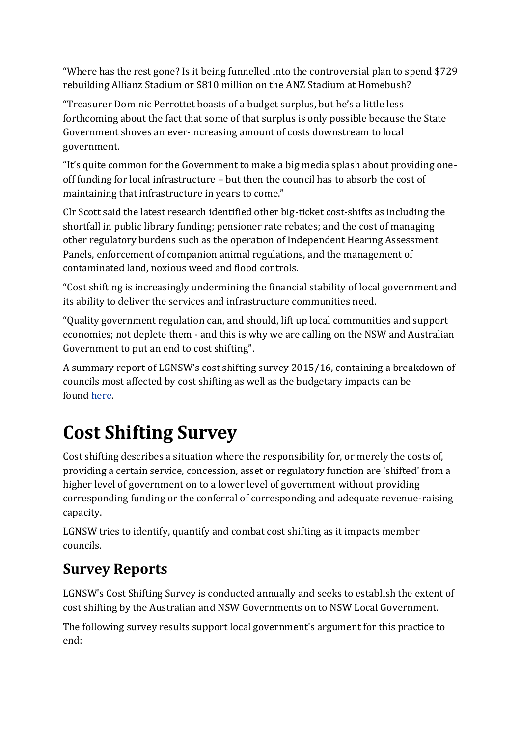"Where has the rest gone? Is it being funnelled into the controversial plan to spend $729 rebuilding Allianz Stadium or $810 million on the ANZ Stadium at Homebush?

"Treasurer Dominic Perrottet boasts of a budget surplus, but he's a little less forthcoming about the fact that some of that surplus is only possible because the State Government shoves an ever-increasing amount of costs downstream to local government.

"It's quite common for the Government to make a big media splash about providing one-off funding for local infrastructure – but then the council has to absorb the cost of maintaining that infrastructure in years to come."

Clr Scott said the latest research identified other big-ticket cost-shifts as including the shortfall in public library funding; pensioner rate rebates; and the cost of managing other regulatory burdens such as the operation of Independent Hearing Assessment Panels, enforcement of companion animal regulations, and the management of contaminated land, noxious weed and flood controls.

"Cost shifting is increasingly undermining the financial stability of local government and its ability to deliver the services and infrastructure communities need.

"Quality government regulation can, and should, lift up local communities and support economies; not deplete them - and this is why we are calling on the NSW and Australian Government to put an end to cost shifting".

A summary report of LGNSW's cost shifting survey 2015/16, containing a breakdown of councils most affected by cost shifting as well as the budgetary impacts can be found here.

# Cost Shifting Survey

Cost shifting describes a situation where the responsibility for, or merely the costs of, providing a certain service, concession, asset or regulatory function are 'shifted' from a higher level of government on to a lower level of government without providing corresponding funding or the conferral of corresponding and adequate revenue-raising capacity.

LGNSW tries to identify, quantify and combat cost shifting as it impacts member councils.

## Survey Reports

LGNSW's Cost Shifting Survey is conducted annually and seeks to establish the extent of cost shifting by the Australian and NSW Governments on to NSW Local Government.

The following survey results support local government's argument for this practice to end: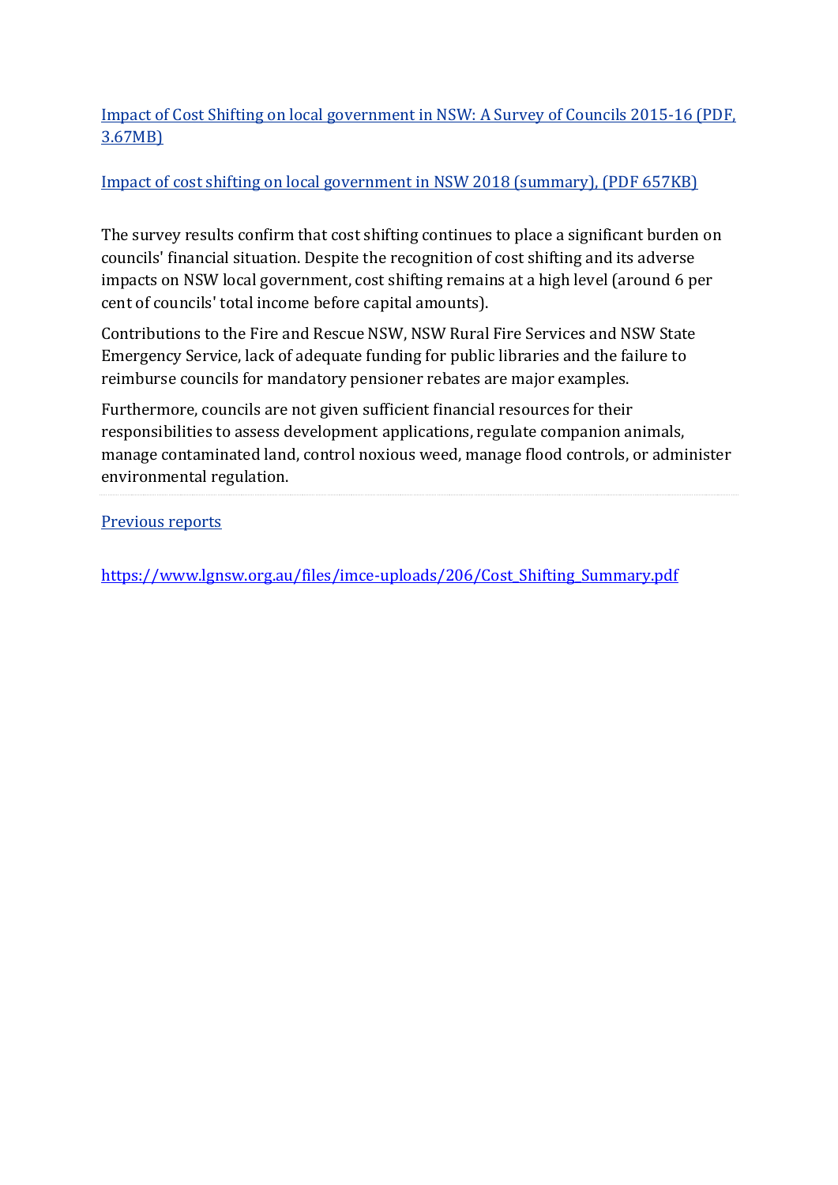[Impact of Cost Shifting on local government in NSW: A Survey of Councils 2015-16 (PDF, 3.67MB)]

[Impact of cost shifting on local government in NSW 2018 (summary), (PDF 657KB)]

The survey results confirm that cost shifting continues to place a significant burden on councils' financial situation. Despite the recognition of cost shifting and its adverse impacts on NSW local government, cost shifting remains at a high level (around 6 per cent of councils' total income before capital amounts).

Contributions to the Fire and Rescue NSW, NSW Rural Fire Services and NSW State Emergency Service, lack of adequate funding for public libraries and the failure to reimburse councils for mandatory pensioner rebates are major examples.

Furthermore, councils are not given sufficient financial resources for their responsibilities to assess development applications, regulate companion animals, manage contaminated land, control noxious weed, manage flood controls, or administer environmental regulation.

---

[Previous reports]

https://www.lgnsw.org.au/files/imce-uploads/206/Cost_Shifting_Summary.pdf